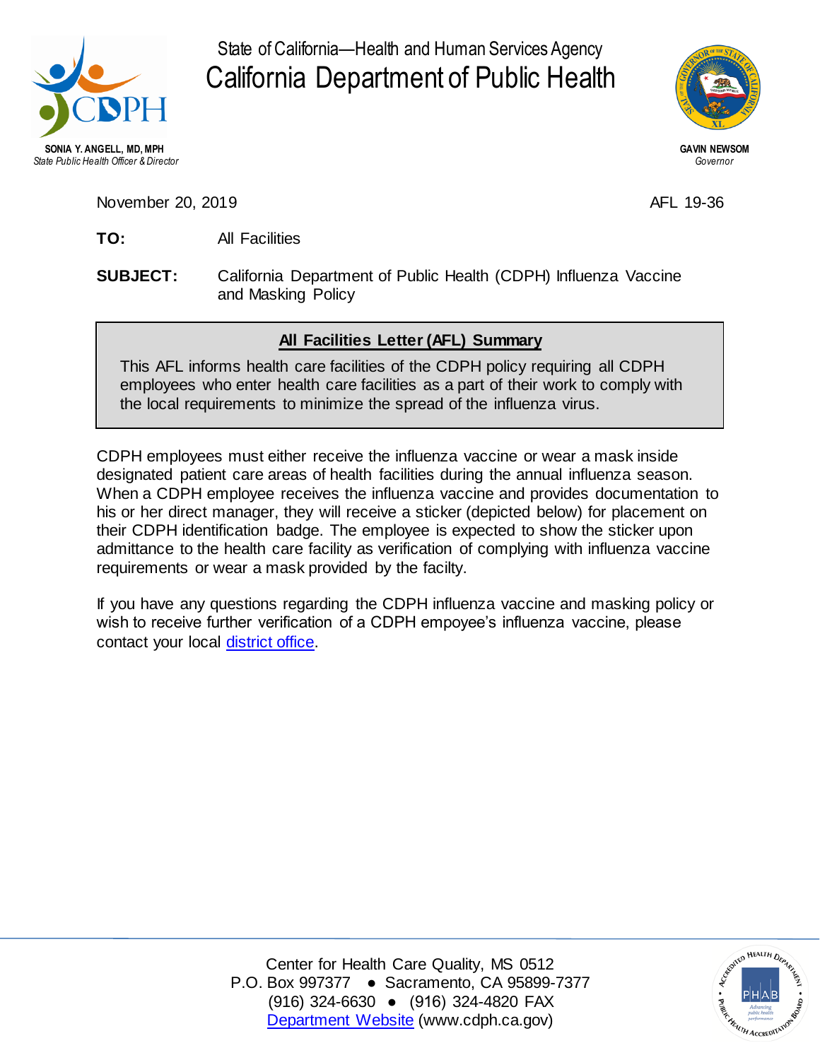State of California—Health and Human Services Agency

# California Department of Public Health

**SONIA Y. ANGELL, MD, MPH**
*State Public Health Officer & Director*

**GAVIN NEWSOM**
*Governor*

November 20, 2019

AFL 19-36

**TO:** All Facilities

**SUBJECT:** California Department of Public Health (CDPH) Influenza Vaccine and Masking Policy

## All Facilities Letter (AFL) Summary

This AFL informs health care facilities of the CDPH policy requiring all CDPH employees who enter health care facilities as a part of their work to comply with the local requirements to minimize the spread of the influenza virus.

CDPH employees must either receive the influenza vaccine or wear a mask inside designated patient care areas of health facilities during the annual influenza season. When a CDPH employee receives the influenza vaccine and provides documentation to his or her direct manager, they will receive a sticker (depicted below) for placement on their CDPH identification badge. The employee is expected to show the sticker upon admittance to the health care facility as verification of complying with influenza vaccine requirements or wear a mask provided by the facilty.

If you have any questions regarding the CDPH influenza vaccine and masking policy or wish to receive further verification of a CDPH empoyee's influenza vaccine, please contact your local [district office](district office).

Center for Health Care Quality, MS 0512
P.O. Box 997377 ● Sacramento, CA 95899-7377
(916) 324-6630 ● (916) 324-4820 FAX
[Department Website](Department Website) (www.cdph.ca.gov)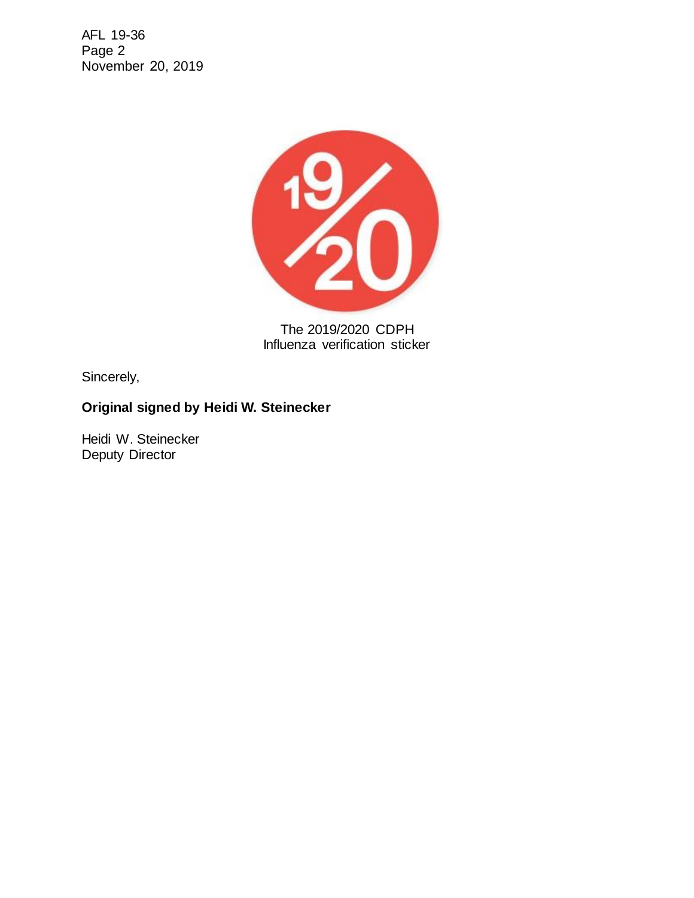19/20

The 2019/2020 CDPH
Influenza verification sticker

Sincerely,

**Original signed by Heidi W. Steinecker**

Heidi W. Steinecker
Deputy Director